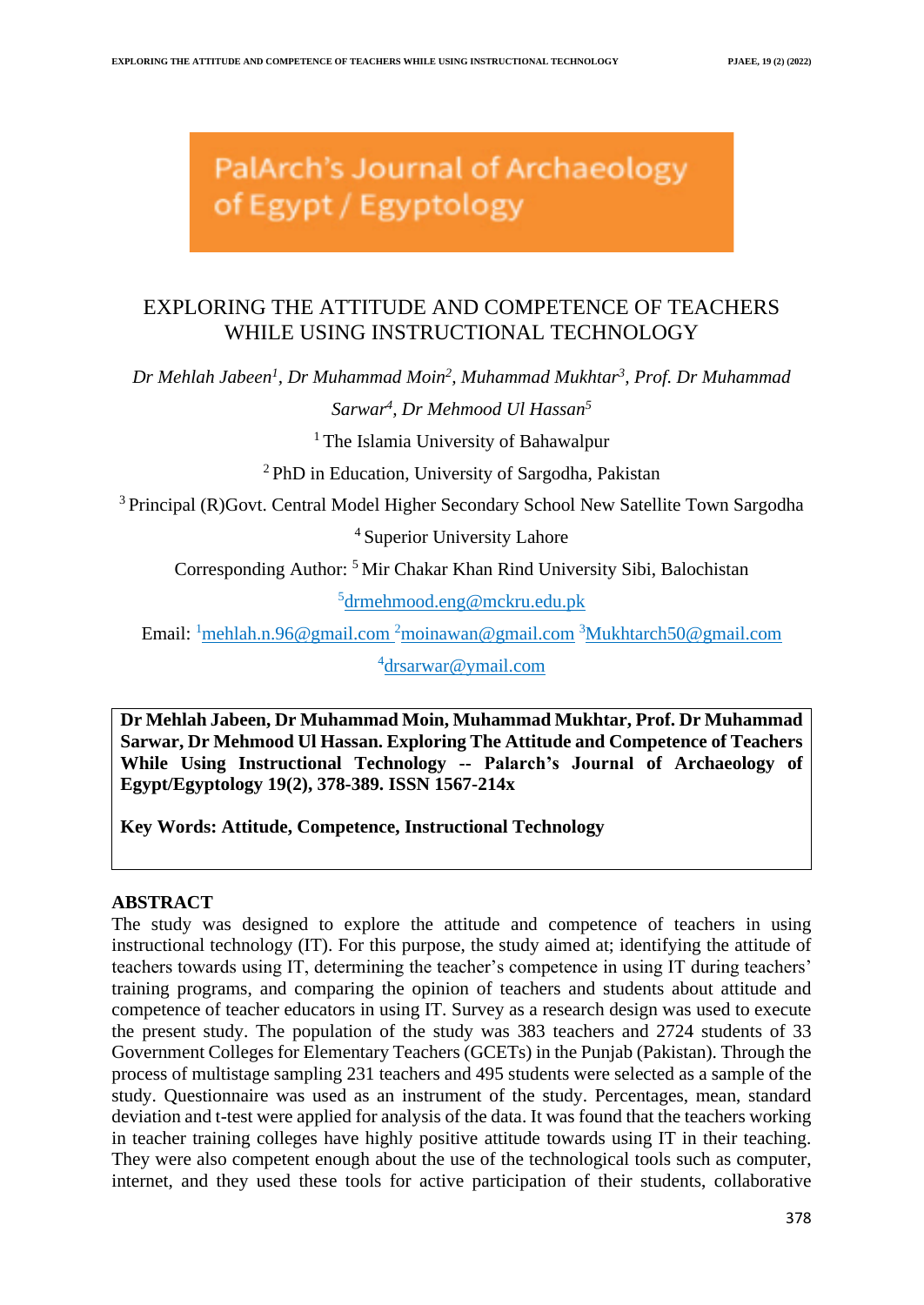PalArch's Journal of Archaeology of Egypt / Egyptology

# EXPLORING THE ATTITUDE AND COMPETENCE OF TEACHERS WHILE USING INSTRUCTIONAL TECHNOLOGY

*Dr Mehlah Jabeen[1], Dr Muhammad Moin[2], Muhammad Mukhtar[3], Prof. Dr Muhammad Sarwar[4], Dr Mehmood Ul Hassan[5]*

[1] The Islamia University of Bahawalpur

[2] PhD in Education, University of Sargodha, Pakistan

[3] Principal (R)Govt. Central Model Higher Secondary School New Satellite Town Sargodha

[4] Superior University Lahore

Corresponding Author: [5] Mir Chakar Khan Rind University Sibi, Balochistan

[5]drmehmood.eng@mckru.edu.pk

Email: [1]mehlah.n.96@gmail.com [2]moinawan@gmail.com [3]Mukhtarch50@gmail.com

[4]drsarwar@ymail.com

**Dr Mehlah Jabeen, Dr Muhammad Moin, Muhammad Mukhtar, Prof. Dr Muhammad Sarwar, Dr Mehmood Ul Hassan. Exploring The Attitude and Competence of Teachers While Using Instructional Technology -- Palarch's Journal of Archaeology of Egypt/Egyptology 19(2), 378-389. ISSN 1567-214x**

**Key Words: Attitude, Competence, Instructional Technology**

## ABSTRACT

The study was designed to explore the attitude and competence of teachers in using instructional technology (IT). For this purpose, the study aimed at; identifying the attitude of teachers towards using IT, determining the teacher's competence in using IT during teachers' training programs, and comparing the opinion of teachers and students about attitude and competence of teacher educators in using IT. Survey as a research design was used to execute the present study. The population of the study was 383 teachers and 2724 students of 33 Government Colleges for Elementary Teachers (GCETs) in the Punjab (Pakistan). Through the process of multistage sampling 231 teachers and 495 students were selected as a sample of the study. Questionnaire was used as an instrument of the study. Percentages, mean, standard deviation and t-test were applied for analysis of the data. It was found that the teachers working in teacher training colleges have highly positive attitude towards using IT in their teaching. They were also competent enough about the use of the technological tools such as computer, internet, and they used these tools for active participation of their students, collaborative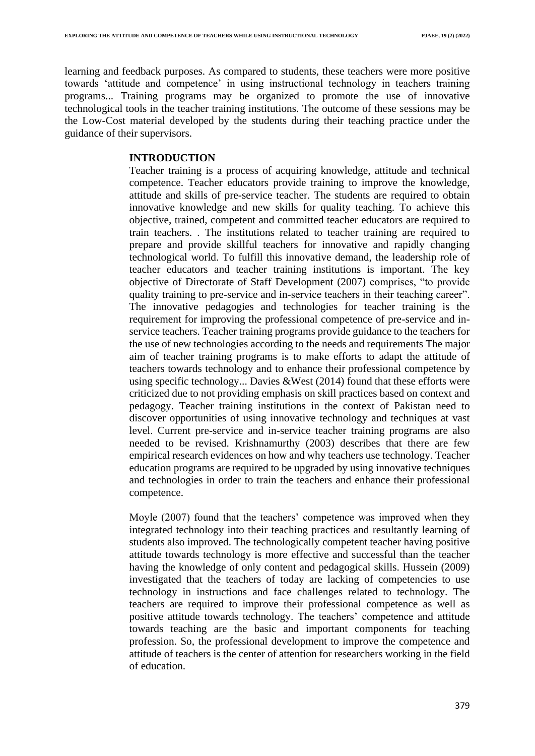learning and feedback purposes. As compared to students, these teachers were more positive towards 'attitude and competence' in using instructional technology in teachers training programs... Training programs may be organized to promote the use of innovative technological tools in the teacher training institutions. The outcome of these sessions may be the Low-Cost material developed by the students during their teaching practice under the guidance of their supervisors.

## INTRODUCTION

Teacher training is a process of acquiring knowledge, attitude and technical competence. Teacher educators provide training to improve the knowledge, attitude and skills of pre-service teacher. The students are required to obtain innovative knowledge and new skills for quality teaching. To achieve this objective, trained, competent and committed teacher educators are required to train teachers. . The institutions related to teacher training are required to prepare and provide skillful teachers for innovative and rapidly changing technological world. To fulfill this innovative demand, the leadership role of teacher educators and teacher training institutions is important. The key objective of Directorate of Staff Development (2007) comprises, "to provide quality training to pre-service and in-service teachers in their teaching career". The innovative pedagogies and technologies for teacher training is the requirement for improving the professional competence of pre-service and in-service teachers. Teacher training programs provide guidance to the teachers for the use of new technologies according to the needs and requirements The major aim of teacher training programs is to make efforts to adapt the attitude of teachers towards technology and to enhance their professional competence by using specific technology... Davies &West (2014) found that these efforts were criticized due to not providing emphasis on skill practices based on context and pedagogy. Teacher training institutions in the context of Pakistan need to discover opportunities of using innovative technology and techniques at vast level. Current pre-service and in-service teacher training programs are also needed to be revised. Krishnamurthy (2003) describes that there are few empirical research evidences on how and why teachers use technology. Teacher education programs are required to be upgraded by using innovative techniques and technologies in order to train the teachers and enhance their professional competence.

Moyle (2007) found that the teachers' competence was improved when they integrated technology into their teaching practices and resultantly learning of students also improved. The technologically competent teacher having positive attitude towards technology is more effective and successful than the teacher having the knowledge of only content and pedagogical skills. Hussein (2009) investigated that the teachers of today are lacking of competencies to use technology in instructions and face challenges related to technology. The teachers are required to improve their professional competence as well as positive attitude towards technology. The teachers' competence and attitude towards teaching are the basic and important components for teaching profession. So, the professional development to improve the competence and attitude of teachers is the center of attention for researchers working in the field of education.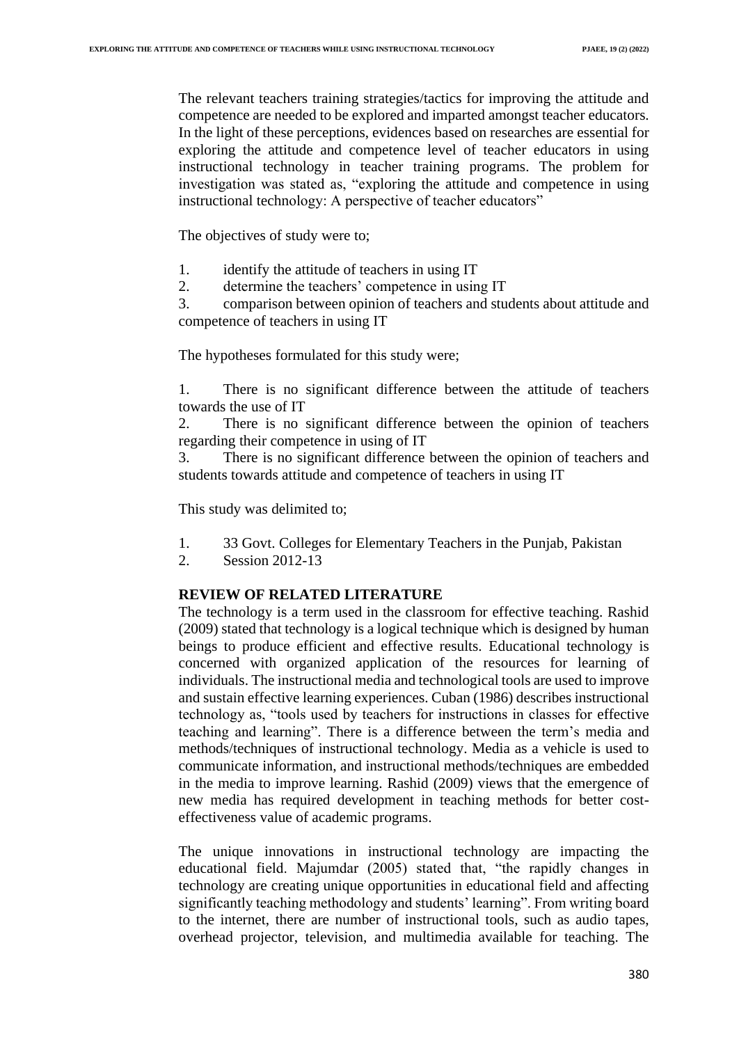The relevant teachers training strategies/tactics for improving the attitude and competence are needed to be explored and imparted amongst teacher educators. In the light of these perceptions, evidences based on researches are essential for exploring the attitude and competence level of teacher educators in using instructional technology in teacher training programs. The problem for investigation was stated as, "exploring the attitude and competence in using instructional technology: A perspective of teacher educators"

The objectives of study were to;

1. identify the attitude of teachers in using IT
2. determine the teachers' competence in using IT
3. comparison between opinion of teachers and students about attitude and competence of teachers in using IT

The hypotheses formulated for this study were;

1. There is no significant difference between the attitude of teachers towards the use of IT
2. There is no significant difference between the opinion of teachers regarding their competence in using of IT
3. There is no significant difference between the opinion of teachers and students towards attitude and competence of teachers in using IT

This study was delimited to;

1. 33 Govt. Colleges for Elementary Teachers in the Punjab, Pakistan
2. Session 2012-13

## REVIEW OF RELATED LITERATURE

The technology is a term used in the classroom for effective teaching. Rashid (2009) stated that technology is a logical technique which is designed by human beings to produce efficient and effective results. Educational technology is concerned with organized application of the resources for learning of individuals. The instructional media and technological tools are used to improve and sustain effective learning experiences. Cuban (1986) describes instructional technology as, "tools used by teachers for instructions in classes for effective teaching and learning". There is a difference between the term's media and methods/techniques of instructional technology. Media as a vehicle is used to communicate information, and instructional methods/techniques are embedded in the media to improve learning. Rashid (2009) views that the emergence of new media has required development in teaching methods for better cost-effectiveness value of academic programs.

The unique innovations in instructional technology are impacting the educational field. Majumdar (2005) stated that, "the rapidly changes in technology are creating unique opportunities in educational field and affecting significantly teaching methodology and students' learning". From writing board to the internet, there are number of instructional tools, such as audio tapes, overhead projector, television, and multimedia available for teaching. The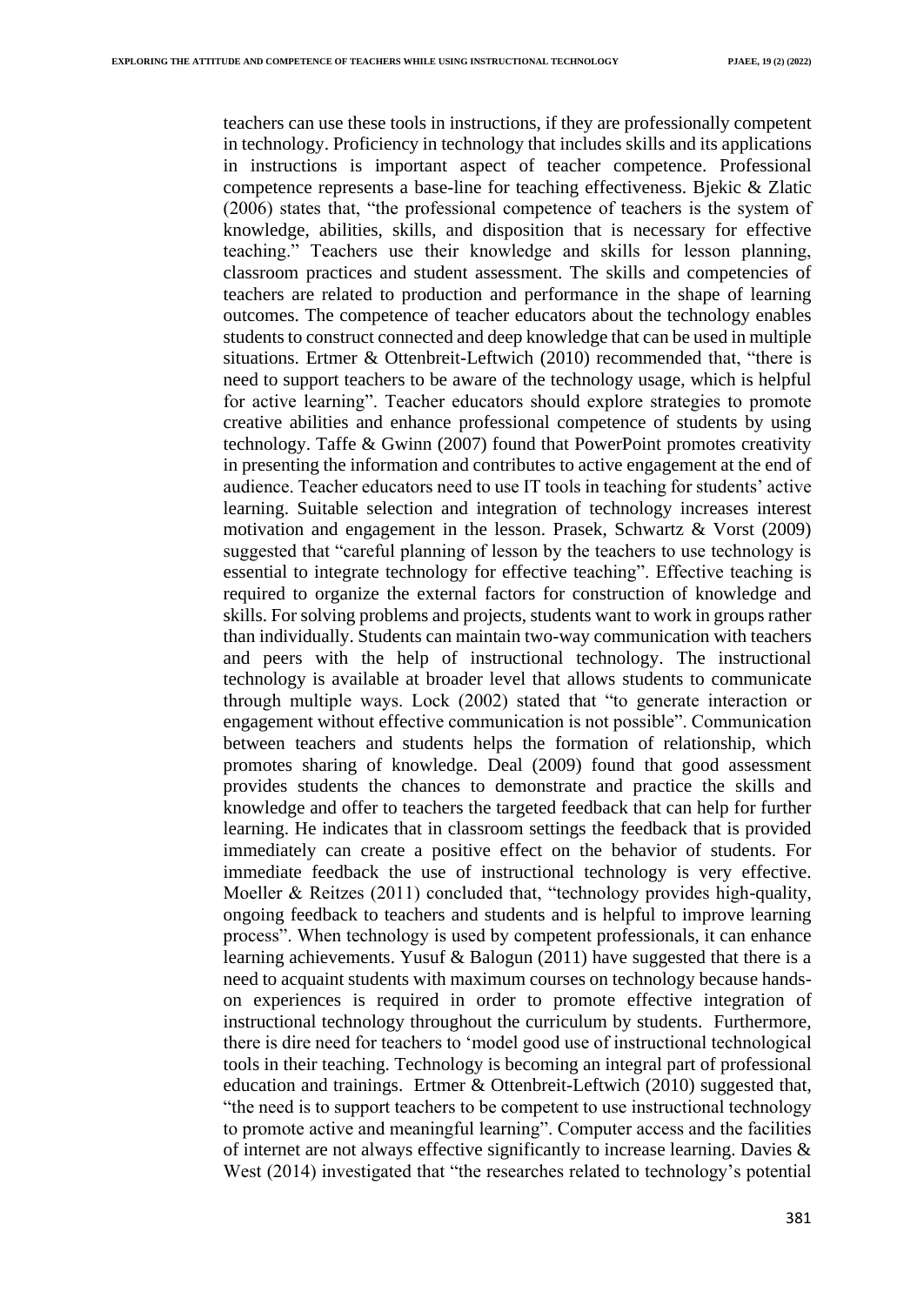teachers can use these tools in instructions, if they are professionally competent in technology. Proficiency in technology that includes skills and its applications in instructions is important aspect of teacher competence. Professional competence represents a base-line for teaching effectiveness. Bjekic & Zlatic (2006) states that, "the professional competence of teachers is the system of knowledge, abilities, skills, and disposition that is necessary for effective teaching." Teachers use their knowledge and skills for lesson planning, classroom practices and student assessment. The skills and competencies of teachers are related to production and performance in the shape of learning outcomes. The competence of teacher educators about the technology enables students to construct connected and deep knowledge that can be used in multiple situations. Ertmer & Ottenbreit-Leftwich (2010) recommended that, "there is need to support teachers to be aware of the technology usage, which is helpful for active learning". Teacher educators should explore strategies to promote creative abilities and enhance professional competence of students by using technology. Taffe & Gwinn (2007) found that PowerPoint promotes creativity in presenting the information and contributes to active engagement at the end of audience. Teacher educators need to use IT tools in teaching for students' active learning. Suitable selection and integration of technology increases interest motivation and engagement in the lesson. Prasek, Schwartz & Vorst (2009) suggested that "careful planning of lesson by the teachers to use technology is essential to integrate technology for effective teaching". Effective teaching is required to organize the external factors for construction of knowledge and skills. For solving problems and projects, students want to work in groups rather than individually. Students can maintain two-way communication with teachers and peers with the help of instructional technology. The instructional technology is available at broader level that allows students to communicate through multiple ways. Lock (2002) stated that "to generate interaction or engagement without effective communication is not possible". Communication between teachers and students helps the formation of relationship, which promotes sharing of knowledge. Deal (2009) found that good assessment provides students the chances to demonstrate and practice the skills and knowledge and offer to teachers the targeted feedback that can help for further learning. He indicates that in classroom settings the feedback that is provided immediately can create a positive effect on the behavior of students. For immediate feedback the use of instructional technology is very effective. Moeller & Reitzes (2011) concluded that, "technology provides high-quality, ongoing feedback to teachers and students and is helpful to improve learning process". When technology is used by competent professionals, it can enhance learning achievements. Yusuf & Balogun (2011) have suggested that there is a need to acquaint students with maximum courses on technology because hands-on experiences is required in order to promote effective integration of instructional technology throughout the curriculum by students. Furthermore, there is dire need for teachers to 'model good use of instructional technological tools in their teaching. Technology is becoming an integral part of professional education and trainings. Ertmer & Ottenbreit-Leftwich (2010) suggested that, "the need is to support teachers to be competent to use instructional technology to promote active and meaningful learning". Computer access and the facilities of internet are not always effective significantly to increase learning. Davies & West (2014) investigated that "the researches related to technology's potential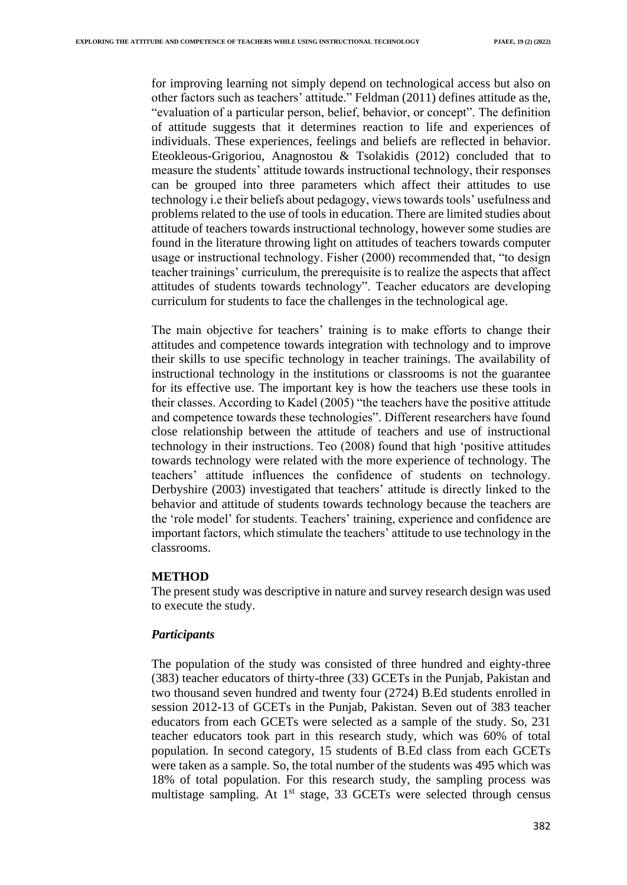for improving learning not simply depend on technological access but also on other factors such as teachers' attitude." Feldman (2011) defines attitude as the, "evaluation of a particular person, belief, behavior, or concept". The definition of attitude suggests that it determines reaction to life and experiences of individuals. These experiences, feelings and beliefs are reflected in behavior. Eteokleous-Grigoriou, Anagnostou & Tsolakidis (2012) concluded that to measure the students' attitude towards instructional technology, their responses can be grouped into three parameters which affect their attitudes to use technology i.e their beliefs about pedagogy, views towards tools' usefulness and problems related to the use of tools in education. There are limited studies about attitude of teachers towards instructional technology, however some studies are found in the literature throwing light on attitudes of teachers towards computer usage or instructional technology. Fisher (2000) recommended that, "to design teacher trainings' curriculum, the prerequisite is to realize the aspects that affect attitudes of students towards technology". Teacher educators are developing curriculum for students to face the challenges in the technological age.

The main objective for teachers' training is to make efforts to change their attitudes and competence towards integration with technology and to improve their skills to use specific technology in teacher trainings. The availability of instructional technology in the institutions or classrooms is not the guarantee for its effective use. The important key is how the teachers use these tools in their classes. According to Kadel (2005) "the teachers have the positive attitude and competence towards these technologies". Different researchers have found close relationship between the attitude of teachers and use of instructional technology in their instructions. Teo (2008) found that high 'positive attitudes towards technology were related with the more experience of technology. The teachers' attitude influences the confidence of students on technology. Derbyshire (2003) investigated that teachers' attitude is directly linked to the behavior and attitude of students towards technology because the teachers are the 'role model' for students. Teachers' training, experience and confidence are important factors, which stimulate the teachers' attitude to use technology in the classrooms.

## METHOD

The present study was descriptive in nature and survey research design was used to execute the study.

### *Participants*

The population of the study was consisted of three hundred and eighty-three (383) teacher educators of thirty-three (33) GCETs in the Punjab, Pakistan and two thousand seven hundred and twenty four (2724) B.Ed students enrolled in session 2012-13 of GCETs in the Punjab, Pakistan. Seven out of 383 teacher educators from each GCETs were selected as a sample of the study. So, 231 teacher educators took part in this research study, which was 60% of total population. In second category, 15 students of B.Ed class from each GCETs were taken as a sample. So, the total number of the students was 495 which was 18% of total population. For this research study, the sampling process was multistage sampling. At 1st stage, 33 GCETs were selected through census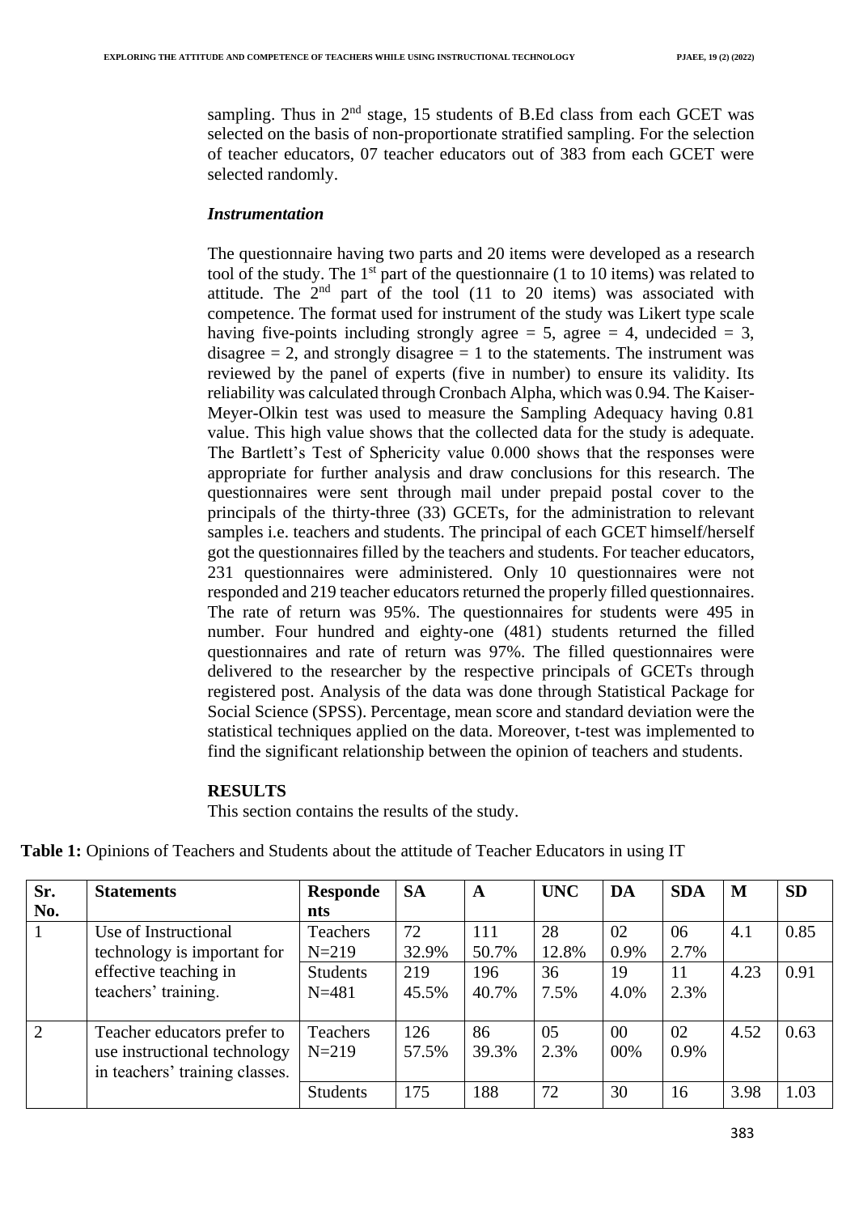sampling. Thus in 2nd stage, 15 students of B.Ed class from each GCET was selected on the basis of non-proportionate stratified sampling. For the selection of teacher educators, 07 teacher educators out of 383 from each GCET were selected randomly.

### *Instrumentation*

The questionnaire having two parts and 20 items were developed as a research tool of the study. The 1st part of the questionnaire (1 to 10 items) was related to attitude. The 2nd part of the tool (11 to 20 items) was associated with competence. The format used for instrument of the study was Likert type scale having five-points including strongly agree = 5, agree = 4, undecided = 3, disagree = 2, and strongly disagree = 1 to the statements. The instrument was reviewed by the panel of experts (five in number) to ensure its validity. Its reliability was calculated through Cronbach Alpha, which was 0.94. The Kaiser-Meyer-Olkin test was used to measure the Sampling Adequacy having 0.81 value. This high value shows that the collected data for the study is adequate. The Bartlett's Test of Sphericity value 0.000 shows that the responses were appropriate for further analysis and draw conclusions for this research. The questionnaires were sent through mail under prepaid postal cover to the principals of the thirty-three (33) GCETs, for the administration to relevant samples i.e. teachers and students. The principal of each GCET himself/herself got the questionnaires filled by the teachers and students. For teacher educators, 231 questionnaires were administered. Only 10 questionnaires were not responded and 219 teacher educators returned the properly filled questionnaires. The rate of return was 95%. The questionnaires for students were 495 in number. Four hundred and eighty-one (481) students returned the filled questionnaires and rate of return was 97%. The filled questionnaires were delivered to the researcher by the respective principals of GCETs through registered post. Analysis of the data was done through Statistical Package for Social Science (SPSS). Percentage, mean score and standard deviation were the statistical techniques applied on the data. Moreover, t-test was implemented to find the significant relationship between the opinion of teachers and students.

## RESULTS

This section contains the results of the study.

**Table 1:** Opinions of Teachers and Students about the attitude of Teacher Educators in using IT

| Sr. No. | Statements | Respondents | SA | A | UNC | DA | SDA | M | SD |
|---|---|---|---|---|---|---|---|---|---|
| 1 | Use of Instructional technology is important for effective teaching in teachers' training. | Teachers N=219 | 72 32.9% | 111 50.7% | 28 12.8% | 02 0.9% | 06 2.7% | 4.1 | 0.85 |
| | | Students N=481 | 219 45.5% | 196 40.7% | 36 7.5% | 19 4.0% | 11 2.3% | 4.23 | 0.91 |
| 2 | Teacher educators prefer to use instructional technology in teachers' training classes. | Teachers N=219 | 126 57.5% | 86 39.3% | 05 2.3% | 00 00% | 02 0.9% | 4.52 | 0.63 |
| | | Students | 175 | 188 | 72 | 30 | 16 | 3.98 | 1.03 |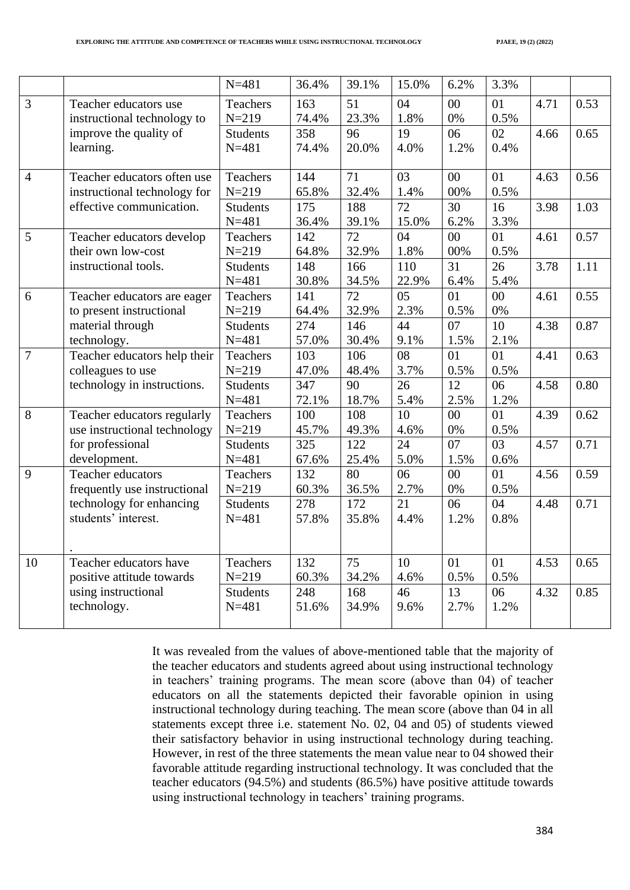|  |  | N=481 | 36.4% | 39.1% | 15.0% | 6.2% | 3.3% |  |  |
|---|---|---|---|---|---|---|---|---|---|
| 3 | Teacher educators use instructional technology to improve the quality of learning. | Teachers N=219 | 163 74.4% | 51 23.3% | 04 1.8% | 00 0% | 01 0.5% | 4.71 | 0.53 |
|  |  | Students N=481 | 358 74.4% | 96 20.0% | 19 4.0% | 06 1.2% | 02 0.4% | 4.66 | 0.65 |
| 4 | Teacher educators often use instructional technology for effective communication. | Teachers N=219 | 144 65.8% | 71 32.4% | 03 1.4% | 00 00% | 01 0.5% | 4.63 | 0.56 |
|  |  | Students N=481 | 175 36.4% | 188 39.1% | 72 15.0% | 30 6.2% | 16 3.3% | 3.98 | 1.03 |
| 5 | Teacher educators develop their own low-cost instructional tools. | Teachers N=219 | 142 64.8% | 72 32.9% | 04 1.8% | 00 00% | 01 0.5% | 4.61 | 0.57 |
|  |  | Students N=481 | 148 30.8% | 166 34.5% | 110 22.9% | 31 6.4% | 26 5.4% | 3.78 | 1.11 |
| 6 | Teacher educators are eager to present instructional material through technology. | Teachers N=219 | 141 64.4% | 72 32.9% | 05 2.3% | 01 0.5% | 00 0% | 4.61 | 0.55 |
|  |  | Students N=481 | 274 57.0% | 146 30.4% | 44 9.1% | 07 1.5% | 10 2.1% | 4.38 | 0.87 |
| 7 | Teacher educators help their colleagues to use technology in instructions. | Teachers N=219 | 103 47.0% | 106 48.4% | 08 3.7% | 01 0.5% | 01 0.5% | 4.41 | 0.63 |
|  |  | Students N=481 | 347 72.1% | 90 18.7% | 26 5.4% | 12 2.5% | 06 1.2% | 4.58 | 0.80 |
| 8 | Teacher educators regularly use instructional technology for professional development. | Teachers N=219 | 100 45.7% | 108 49.3% | 10 4.6% | 00 0% | 01 0.5% | 4.39 | 0.62 |
|  |  | Students N=481 | 325 67.6% | 122 25.4% | 24 5.0% | 07 1.5% | 03 0.6% | 4.57 | 0.71 |
| 9 | Teacher educators frequently use instructional technology for enhancing students' interest. . | Teachers N=219 | 132 60.3% | 80 36.5% | 06 2.7% | 00 0% | 01 0.5% | 4.56 | 0.59 |
|  |  | Students N=481 | 278 57.8% | 172 35.8% | 21 4.4% | 06 1.2% | 04 0.8% | 4.48 | 0.71 |
| 10 | Teacher educators have positive attitude towards using instructional technology. | Teachers N=219 | 132 60.3% | 75 34.2% | 10 4.6% | 01 0.5% | 01 0.5% | 4.53 | 0.65 |
|  |  | Students N=481 | 248 51.6% | 168 34.9% | 46 9.6% | 13 2.7% | 06 1.2% | 4.32 | 0.85 |

It was revealed from the values of above-mentioned table that the majority of the teacher educators and students agreed about using instructional technology in teachers' training programs. The mean score (above than 04) of teacher educators on all the statements depicted their favorable opinion in using instructional technology during teaching. The mean score (above than 04 in all statements except three i.e. statement No. 02, 04 and 05) of students viewed their satisfactory behavior in using instructional technology during teaching. However, in rest of the three statements the mean value near to 04 showed their favorable attitude regarding instructional technology. It was concluded that the teacher educators (94.5%) and students (86.5%) have positive attitude towards using instructional technology in teachers' training programs.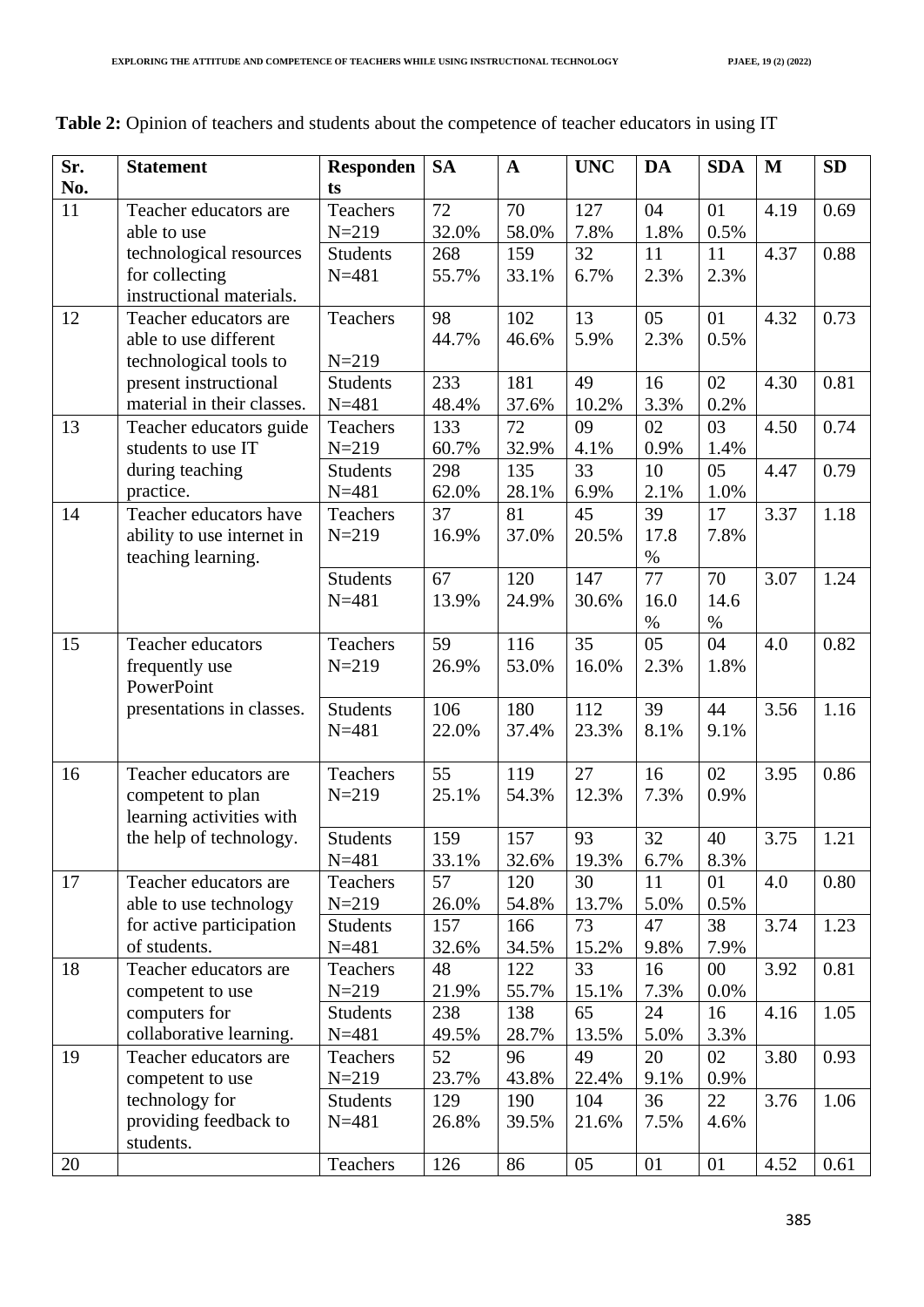**Table 2:** Opinion of teachers and students about the competence of teacher educators in using IT

| Sr. No. | Statement | Respondents | SA | A | UNC | DA | SDA | M | SD |
|---|---|---|---|---|---|---|---|---|---|
| 11 | Teacher educators are able to use technological resources for collecting instructional materials. | Teachers N=219 | 72 32.0% | 70 58.0% | 127 7.8% | 04 1.8% | 01 0.5% | 4.19 | 0.69 |
| | | Students N=481 | 268 55.7% | 159 33.1% | 32 6.7% | 11 2.3% | 11 2.3% | 4.37 | 0.88 |
| 12 | Teacher educators are able to use different technological tools to present instructional material in their classes. | Teachers N=219 | 98 44.7% | 102 46.6% | 13 5.9% | 05 2.3% | 01 0.5% | 4.32 | 0.73 |
| | | Students N=481 | 233 48.4% | 181 37.6% | 49 10.2% | 16 3.3% | 02 0.2% | 4.30 | 0.81 |
| 13 | Teacher educators guide students to use IT during teaching practice. | Teachers N=219 | 133 60.7% | 72 32.9% | 09 4.1% | 02 0.9% | 03 1.4% | 4.50 | 0.74 |
| | | Students N=481 | 298 62.0% | 135 28.1% | 33 6.9% | 10 2.1% | 05 1.0% | 4.47 | 0.79 |
| 14 | Teacher educators have ability to use internet in teaching learning. | Teachers N=219 | 37 16.9% | 81 37.0% | 45 20.5% | 39 17.8 % | 17 7.8% | 3.37 | 1.18 |
| | | Students N=481 | 67 13.9% | 120 24.9% | 147 30.6% | 77 16.0 % | 70 14.6 % | 3.07 | 1.24 |
| 15 | Teacher educators frequently use PowerPoint presentations in classes. | Teachers N=219 | 59 26.9% | 116 53.0% | 35 16.0% | 05 2.3% | 04 1.8% | 4.0 | 0.82 |
| | | Students N=481 | 106 22.0% | 180 37.4% | 112 23.3% | 39 8.1% | 44 9.1% | 3.56 | 1.16 |
| 16 | Teacher educators are competent to plan learning activities with the help of technology. | Teachers N=219 | 55 25.1% | 119 54.3% | 27 12.3% | 16 7.3% | 02 0.9% | 3.95 | 0.86 |
| | | Students N=481 | 159 33.1% | 157 32.6% | 93 19.3% | 32 6.7% | 40 8.3% | 3.75 | 1.21 |
| 17 | Teacher educators are able to use technology for active participation of students. | Teachers N=219 | 57 26.0% | 120 54.8% | 30 13.7% | 11 5.0% | 01 0.5% | 4.0 | 0.80 |
| | | Students N=481 | 157 32.6% | 166 34.5% | 73 15.2% | 47 9.8% | 38 7.9% | 3.74 | 1.23 |
| 18 | Teacher educators are competent to use computers for collaborative learning. | Teachers N=219 | 48 21.9% | 122 55.7% | 33 15.1% | 16 7.3% | 00 0.0% | 3.92 | 0.81 |
| | | Students N=481 | 238 49.5% | 138 28.7% | 65 13.5% | 24 5.0% | 16 3.3% | 4.16 | 1.05 |
| 19 | Teacher educators are competent to use technology for providing feedback to students. | Teachers N=219 | 52 23.7% | 96 43.8% | 49 22.4% | 20 9.1% | 02 0.9% | 3.80 | 0.93 |
| | | Students N=481 | 129 26.8% | 190 39.5% | 104 21.6% | 36 7.5% | 22 4.6% | 3.76 | 1.06 |
| 20 | | Teachers | 126 | 86 | 05 | 01 | 01 | 4.52 | 0.61 |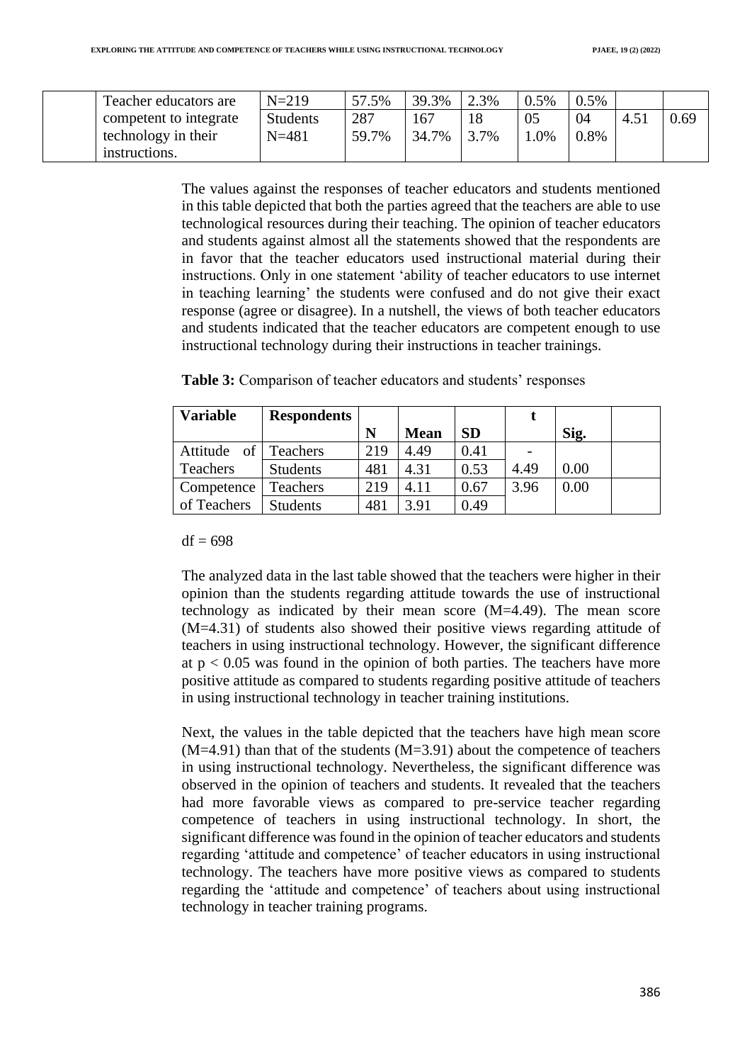|  | Teacher educators are competent to integrate technology in their instructions. | N=219 | 57.5% | 39.3% | 2.3% | 0.5% | 0.5% |  |  |
|---|---|---|---|---|---|---|---|---|---|
|  |  | Students N=481 | 287 59.7% | 167 34.7% | 18 3.7% | 05 1.0% | 04 0.8% | 4.51 | 0.69 |

The values against the responses of teacher educators and students mentioned in this table depicted that both the parties agreed that the teachers are able to use technological resources during their teaching. The opinion of teacher educators and students against almost all the statements showed that the respondents are in favor that the teacher educators used instructional material during their instructions. Only in one statement 'ability of teacher educators to use internet in teaching learning' the students were confused and do not give their exact response (agree or disagree). In a nutshell, the views of both teacher educators and students indicated that the teacher educators are competent enough to use instructional technology during their instructions in teacher trainings.

**Table 3:** Comparison of teacher educators and students' responses

| Variable | Respondents | N | Mean | SD | t | Sig. |  |
|---|---|---|---|---|---|---|---|
| Attitude of Teachers | Teachers | 219 | 4.49 | 0.41 | - 4.49 | 0.00 |  |
|  | Students | 481 | 4.31 | 0.53 |  |  |  |
| Competence of Teachers | Teachers | 219 | 4.11 | 0.67 | 3.96 | 0.00 |  |
|  | Students | 481 | 3.91 | 0.49 |  |  |  |

df = 698

The analyzed data in the last table showed that the teachers were higher in their opinion than the students regarding attitude towards the use of instructional technology as indicated by their mean score (M=4.49). The mean score (M=4.31) of students also showed their positive views regarding attitude of teachers in using instructional technology. However, the significant difference at $p < 0.05$ was found in the opinion of both parties. The teachers have more positive attitude as compared to students regarding positive attitude of teachers in using instructional technology in teacher training institutions.

Next, the values in the table depicted that the teachers have high mean score (M=4.91) than that of the students (M=3.91) about the competence of teachers in using instructional technology. Nevertheless, the significant difference was observed in the opinion of teachers and students. It revealed that the teachers had more favorable views as compared to pre-service teacher regarding competence of teachers in using instructional technology. In short, the significant difference was found in the opinion of teacher educators and students regarding 'attitude and competence' of teacher educators in using instructional technology. The teachers have more positive views as compared to students regarding the 'attitude and competence' of teachers about using instructional technology in teacher training programs.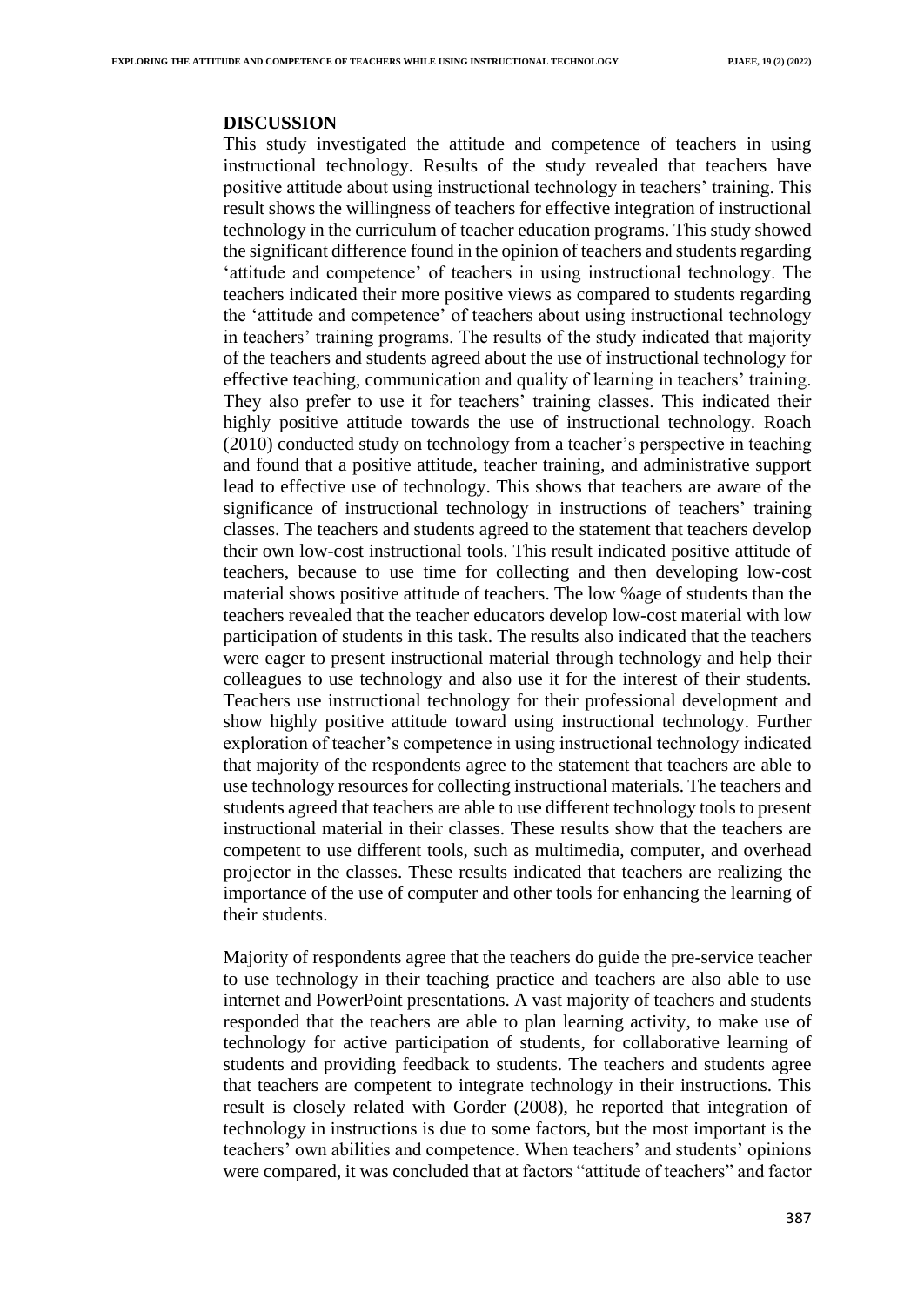## DISCUSSION

This study investigated the attitude and competence of teachers in using instructional technology. Results of the study revealed that teachers have positive attitude about using instructional technology in teachers' training. This result shows the willingness of teachers for effective integration of instructional technology in the curriculum of teacher education programs. This study showed the significant difference found in the opinion of teachers and students regarding 'attitude and competence' of teachers in using instructional technology. The teachers indicated their more positive views as compared to students regarding the 'attitude and competence' of teachers about using instructional technology in teachers' training programs. The results of the study indicated that majority of the teachers and students agreed about the use of instructional technology for effective teaching, communication and quality of learning in teachers' training. They also prefer to use it for teachers' training classes. This indicated their highly positive attitude towards the use of instructional technology. Roach (2010) conducted study on technology from a teacher's perspective in teaching and found that a positive attitude, teacher training, and administrative support lead to effective use of technology. This shows that teachers are aware of the significance of instructional technology in instructions of teachers' training classes. The teachers and students agreed to the statement that teachers develop their own low-cost instructional tools. This result indicated positive attitude of teachers, because to use time for collecting and then developing low-cost material shows positive attitude of teachers. The low %age of students than the teachers revealed that the teacher educators develop low-cost material with low participation of students in this task. The results also indicated that the teachers were eager to present instructional material through technology and help their colleagues to use technology and also use it for the interest of their students. Teachers use instructional technology for their professional development and show highly positive attitude toward using instructional technology. Further exploration of teacher's competence in using instructional technology indicated that majority of the respondents agree to the statement that teachers are able to use technology resources for collecting instructional materials. The teachers and students agreed that teachers are able to use different technology tools to present instructional material in their classes. These results show that the teachers are competent to use different tools, such as multimedia, computer, and overhead projector in the classes. These results indicated that teachers are realizing the importance of the use of computer and other tools for enhancing the learning of their students.

Majority of respondents agree that the teachers do guide the pre-service teacher to use technology in their teaching practice and teachers are also able to use internet and PowerPoint presentations. A vast majority of teachers and students responded that the teachers are able to plan learning activity, to make use of technology for active participation of students, for collaborative learning of students and providing feedback to students. The teachers and students agree that teachers are competent to integrate technology in their instructions. This result is closely related with Gorder (2008), he reported that integration of technology in instructions is due to some factors, but the most important is the teachers' own abilities and competence. When teachers' and students' opinions were compared, it was concluded that at factors "attitude of teachers" and factor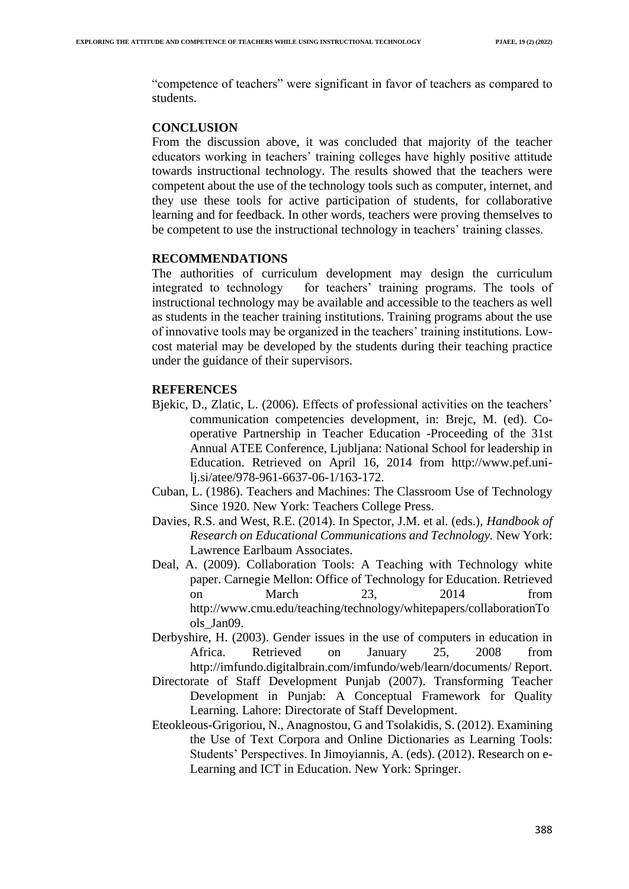"competence of teachers" were significant in favor of teachers as compared to students.

## CONCLUSION

From the discussion above, it was concluded that majority of the teacher educators working in teachers' training colleges have highly positive attitude towards instructional technology. The results showed that the teachers were competent about the use of the technology tools such as computer, internet, and they use these tools for active participation of students, for collaborative learning and for feedback. In other words, teachers were proving themselves to be competent to use the instructional technology in teachers' training classes.

## RECOMMENDATIONS

The authorities of curriculum development may design the curriculum integrated to technology for teachers' training programs. The tools of instructional technology may be available and accessible to the teachers as well as students in the teacher training institutions. Training programs about the use of innovative tools may be organized in the teachers' training institutions. Low-cost material may be developed by the students during their teaching practice under the guidance of their supervisors.

## REFERENCES

Bjekic, D., Zlatic, L. (2006). Effects of professional activities on the teachers' communication competencies development, in: Brejc, M. (ed). Co-operative Partnership in Teacher Education -Proceeding of the 31st Annual ATEE Conference, Ljubljana: National School for leadership in Education. Retrieved on April 16, 2014 from http://www.pef.uni-lj.si/atee/978-961-6637-06-1/163-172.

Cuban, L. (1986). Teachers and Machines: The Classroom Use of Technology Since 1920. New York: Teachers College Press.

Davies, R.S. and West, R.E. (2014). In Spector, J.M. et al. (eds.), *Handbook of Research on Educational Communications and Technology.* New York: Lawrence Earlbaum Associates.

Deal, A. (2009). Collaboration Tools: A Teaching with Technology white paper. Carnegie Mellon: Office of Technology for Education. Retrieved on March 23, 2014 from http://www.cmu.edu/teaching/technology/whitepapers/collaborationTools_Jan09.

Derbyshire, H. (2003). Gender issues in the use of computers in education in Africa. Retrieved on January 25, 2008 from http://imfundo.digitalbrain.com/imfundo/web/learn/documents/ Report.

Directorate of Staff Development Punjab (2007). Transforming Teacher Development in Punjab: A Conceptual Framework for Quality Learning. Lahore: Directorate of Staff Development.

Eteokleous-Grigoriou, N., Anagnostou, G and Tsolakidis, S. (2012). Examining the Use of Text Corpora and Online Dictionaries as Learning Tools: Students' Perspectives. In Jimoyiannis, A. (eds). (2012). Research on e-Learning and ICT in Education. New York: Springer.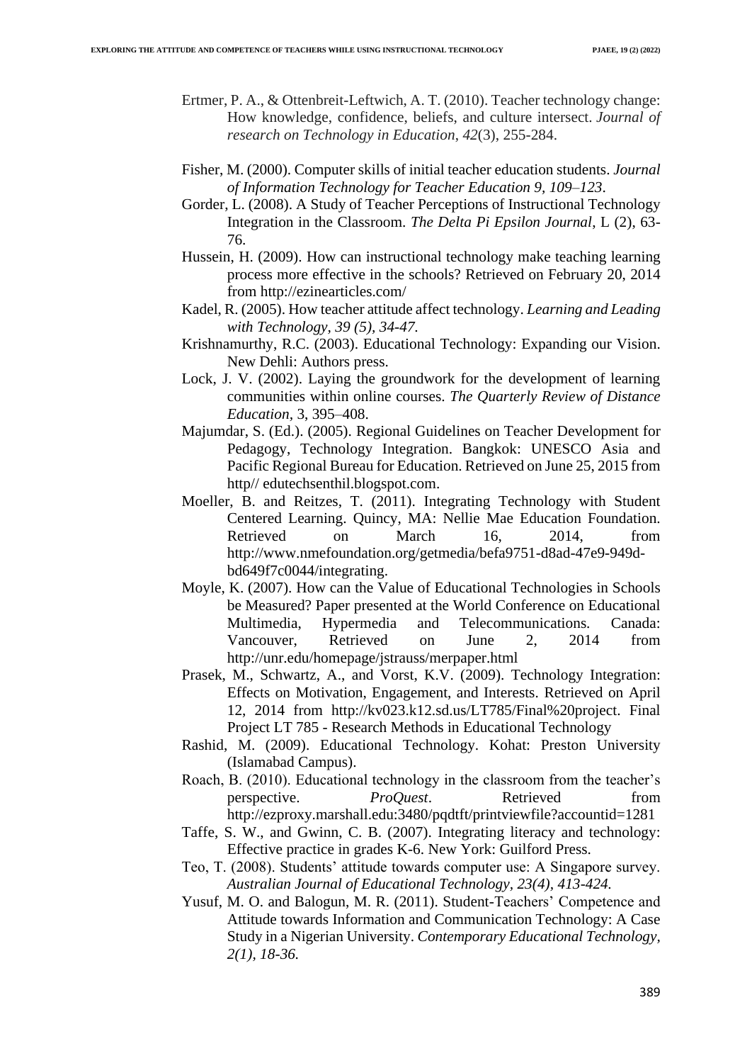Ertmer, P. A., & Ottenbreit-Leftwich, A. T. (2010). Teacher technology change: How knowledge, confidence, beliefs, and culture intersect. *Journal of research on Technology in Education*, *42*(3), 255-284.

Fisher, M. (2000). Computer skills of initial teacher education students. *Journal of Information Technology for Teacher Education 9, 109–123*.

Gorder, L. (2008). A Study of Teacher Perceptions of Instructional Technology Integration in the Classroom. *The Delta Pi Epsilon Journal*, L (2), 63-76.

Hussein, H. (2009). How can instructional technology make teaching learning process more effective in the schools? Retrieved on February 20, 2014 from http://ezinearticles.com/

Kadel, R. (2005). How teacher attitude affect technology. *Learning and Leading with Technology, 39 (5), 34-47.*

Krishnamurthy, R.C. (2003). Educational Technology: Expanding our Vision. New Dehli: Authors press.

Lock, J. V. (2002). Laying the groundwork for the development of learning communities within online courses. *The Quarterly Review of Distance Education*, 3, 395–408.

Majumdar, S. (Ed.). (2005). Regional Guidelines on Teacher Development for Pedagogy, Technology Integration. Bangkok: UNESCO Asia and Pacific Regional Bureau for Education. Retrieved on June 25, 2015 from http// edutechsenthil.blogspot.com.

Moeller, B. and Reitzes, T. (2011). Integrating Technology with Student Centered Learning. Quincy, MA: Nellie Mae Education Foundation. Retrieved on March 16, 2014, from http://www.nmefoundation.org/getmedia/befa9751-d8ad-47e9-949d-bd649f7c0044/integrating.

Moyle, K. (2007). How can the Value of Educational Technologies in Schools be Measured? Paper presented at the World Conference on Educational Multimedia, Hypermedia and Telecommunications. Canada: Vancouver, Retrieved on June 2, 2014 from http://unr.edu/homepage/jstrauss/merpaper.html

Prasek, M., Schwartz, A., and Vorst, K.V. (2009). Technology Integration: Effects on Motivation, Engagement, and Interests. Retrieved on April 12, 2014 from http://kv023.k12.sd.us/LT785/Final%20project. Final Project LT 785 - Research Methods in Educational Technology

Rashid, M. (2009). Educational Technology. Kohat: Preston University (Islamabad Campus).

Roach, B. (2010). Educational technology in the classroom from the teacher's perspective. *ProQuest*. Retrieved from http://ezproxy.marshall.edu:3480/pqdtft/printviewfile?accountid=1281

Taffe, S. W., and Gwinn, C. B. (2007). Integrating literacy and technology: Effective practice in grades K-6. New York: Guilford Press.

Teo, T. (2008). Students' attitude towards computer use: A Singapore survey. *Australian Journal of Educational Technology, 23(4), 413-424.*

Yusuf, M. O. and Balogun, M. R. (2011). Student-Teachers' Competence and Attitude towards Information and Communication Technology: A Case Study in a Nigerian University. *Contemporary Educational Technology, 2(1), 18-36.*